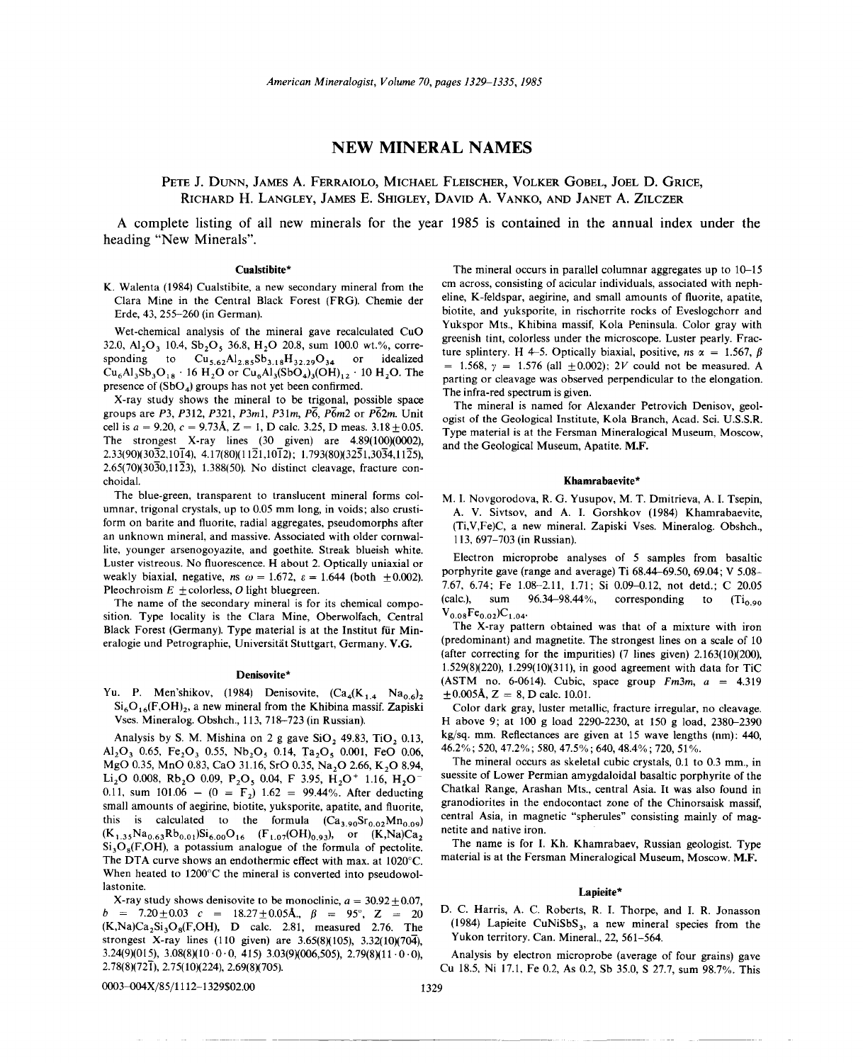# NEW MINERAL NAMES

PETE J. DUNN, JAMES A. FERRAIOLO, MICHAEL FLEISCHER, VOLKER GOBEL, JOEL D. GRICE, RICHARD H. LANGLEY, JAMES E. SHIGLEY, DAVID A. VANKO, AND JANET A. ZILCZER

A complete listing of all new minerals for the year 1985 is contained in the annual index under the heading "New Minerals".

### Cualstibite*

K. Walenta (1984) Cualstibite, a new secondary mineral from the Clara Mine in the Central Black Forest (FRG). Chemie der Erde, 43, 255–260 (in German).

Wet-chemical analysis of the mineral gave recalculated CuO 32.0, $Al_2O_3$ 10.4, $Sb_2O_5$ 36.8, $H_2O$ 20.8, sum 100.0 wt.%, corresponding to $Cu_{5.62}Al_{2.85}Sb_{3.18}H_{32.29}O_{34}$ or idealized $Cu_6Al_3Sb_3O_{18} \cdot 16\ H_2O$ or $Cu_6Al_3(SbO_4)_3(OH)_{12} \cdot 10\ H_2O$. The presence of $(SbO_4)$ groups has not yet been confirmed.

X-ray study shows the mineral to be trigonal, possible space groups are $P3$, $P312$, $P321$, $P3m1$, $P31m$, $P\bar{6}$, $P\bar{6}m2$ or $P\bar{6}2m$. Unit cell is $a = 9.20$, $c = 9.73$Å, Z = 1, D calc. 3.25, D meas. 3.18 ± 0.05. The strongest X-ray lines (30 given) are 4.89(100)(0002), 2.33(90)(30$\bar{3}$2,10$\bar{1}$4), 4.17(80)(11$\bar{2}$1,10$\bar{1}$2); 1.793(80)(32$\bar{5}$1,30$\bar{3}$4,11$\bar{2}$5), 2.65(70)(30$\bar{3}$0,11$\bar{2}$3), 1.388(50). No distinct cleavage, fracture conchoidal.

The blue-green, transparent to translucent mineral forms columnar, trigonal crystals, up to 0.05 mm long, in voids; also crustiform on barite and fluorite, radial aggregates, pseudomorphs after an unknown mineral, and massive. Associated with older cornwallite, younger arsenogoyazite, and goethite. Streak blueish white. Luster vistreous. No fluorescence. H about 2. Optically uniaxial or weakly biaxial, negative, ns $\omega = 1.672$, $\varepsilon = 1.644$ (both ±0.002). Pleochroism $E$ ±colorless, $O$ light bluegreen.

The name of the secondary mineral is for its chemical composition. Type locality is the Clara Mine, Oberwolfach, Central Black Forest (Germany). Type material is at the Institut für Mineralogie und Petrographie, Universität Stuttgart, Germany. **V.G.**

### Denisovite*

Yu. P. Men'shikov, (1984) Denisovite, $(Ca_4(K_{1.4}\ Na_{0.6})_2 Si_6O_{16}(F,OH)_2$, a new mineral from the Khibina massif. Zapiski Vses. Mineralog. Obshch., 113, 718–723 (in Russian).

Analysis by S. M. Mishina on 2 g gave $SiO_2$ 49.83, $TiO_2$ 0.13, $Al_2O_3$ 0.65, $Fe_2O_3$ 0.55, $Nb_2O_5$ 0.14, $Ta_2O_5$ 0.001, FeO 0.06, MgO 0.35, MnO 0.83, CaO 31.16, SrO 0.35, $Na_2O$ 2.66, $K_2O$ 8.94, $Li_2O$ 0.008, $Rb_2O$ 0.09, $P_2O_5$ 0.04, F 3.95, $H_2O^+$ 1.16, $H_2O^-$ 0.11, sum 101.06 − (O = $F_2$) 1.62 = 99.44%. After deducting small amounts of aegirine, biotite, yuksporite, apatite, and fluorite, this is calculated to the formula $(Ca_{3.90}Sr_{0.02}Mn_{0.09})(K_{1.35}Na_{0.63}Rb_{0.01})Si_{6.00}O_{16}$ $(F_{1.07}(OH)_{0.93})$, or $(K,Na)Ca_2Si_3O_8(F,OH)$, a potassium analogue of the formula of pectolite. The DTA curve shows an endothermic effect with max. at 1020°C. When heated to 1200°C the mineral is converted into pseudowollastonite.

X-ray study shows denisovite to be monoclinic, $a = 30.92 \pm 0.07$, $b = 7.20 \pm 0.03$ $c = 18.27 \pm 0.05$Å., $\beta = 95°$, Z = 20 $(K,Na)Ca_2Si_3O_8(F,OH)$, D calc. 2.81, measured 2.76. The strongest X-ray lines (110 given) are 3.65(8)(105), 3.32(10)(70$\bar{4}$), 3.24(9)(015), 3.08(8)(10·0·0, 415) 3.03(9)(006,505), 2.79(8)(11·0·0), 2.78(8)(72$\bar{1}$), 2.75(10)(224), 2.69(8)(705).

The mineral occurs in parallel columnar aggregates up to 10–15 cm across, consisting of acicular individuals, associated with nepheline, K-feldspar, aegirine, and small amounts of fluorite, apatite, biotite, and yuksporite, in rischorrite rocks of Eveslogchorr and Yukspor Mts., Khibina massif, Kola Peninsula. Color gray with greenish tint, colorless under the microscope. Luster pearly. Fracture splintery. H 4–5. Optically biaxial, positive, ns $\alpha = 1.567$, $\beta = 1.568$, $\gamma = 1.576$ (all ±0.002); 2V could not be measured. A parting or cleavage was observed perpendicular to the elongation. The infra-red spectrum is given.

The mineral is named for Alexander Petrovich Denisov, geologist of the Geological Institute, Kola Branch, Acad. Sci. U.S.S.R. Type material is at the Fersman Mineralogical Museum, Moscow, and the Geological Museum, Apatite. **M.F.**

### Khamrabaevite*

M. I. Novgorodova, R. G. Yusupov, M. T. Dmitrieva, A. I. Tsepin, A. V. Sivtsov, and A. I. Gorshkov (1984) Khamrabaevite, (Ti,V,Fe)C, a new mineral. Zapiski Vses. Mineralog. Obshch., 113, 697–703 (in Russian).

Electron microprobe analyses of 5 samples from basaltic porphyrite gave (range and average) Ti 68.44–69.50, 69.04; V 5.08–7.67, 6.74; Fe 1.08–2.11, 1.71; Si 0.09–0.12, not detd.; C 20.05 (calc.), sum 96.34–98.44%, corresponding to $(Ti_{0.90}V_{0.08}Fe_{0.02})C_{1.04}$.

The X-ray pattern obtained was that of a mixture with iron (predominant) and magnetite. The strongest lines on a scale of 10 (after correcting for the impurities) (7 lines given) 2.163(10)(200), 1.529(8)(220), 1.299(10)(311), in good agreement with data for TiC (ASTM no. 6-0614). Cubic, space group $Fm3m$, $a = 4.319 \pm 0.005$Å, Z = 8, D calc. 10.01.

Color dark gray, luster metallic, fracture irregular, no cleavage. H above 9; at 100 g load 2290–2230, at 150 g load, 2380–2390 kg/sq. mm. Reflectances are given at 15 wave lengths (nm): 440, 46.2%; 520, 47.2%; 580, 47.5%; 640, 48.4%; 720, 51%.

The mineral occurs as skeletal cubic crystals, 0.1 to 0.3 mm., in suessite of Lower Permian amygdaloidal basaltic porphyrite of the Chatkal Range, Arashan Mts., central Asia. It was also found in granodiorites in the endocontact zone of the Chinorsaisk massif, central Asia, in magnetic "spherules" consisting mainly of magnetite and native iron.

The name is for I. Kh. Khamrabaev, Russian geologist. Type material is at the Fersman Mineralogical Museum, Moscow. **M.F.**

### Lapieite*

D. C. Harris, A. C. Roberts, R. I. Thorpe, and I. R. Jonasson (1984) Lapieite $CuNiSbS_3$, a new mineral species from the Yukon territory. Can. Mineral., 22, 561–564.

Analysis by electron microprobe (average of four grains) gave Cu 18.5, Ni 17.1, Fe 0.2, As 0.2, Sb 35.0, S 27.7, sum 98.7%. This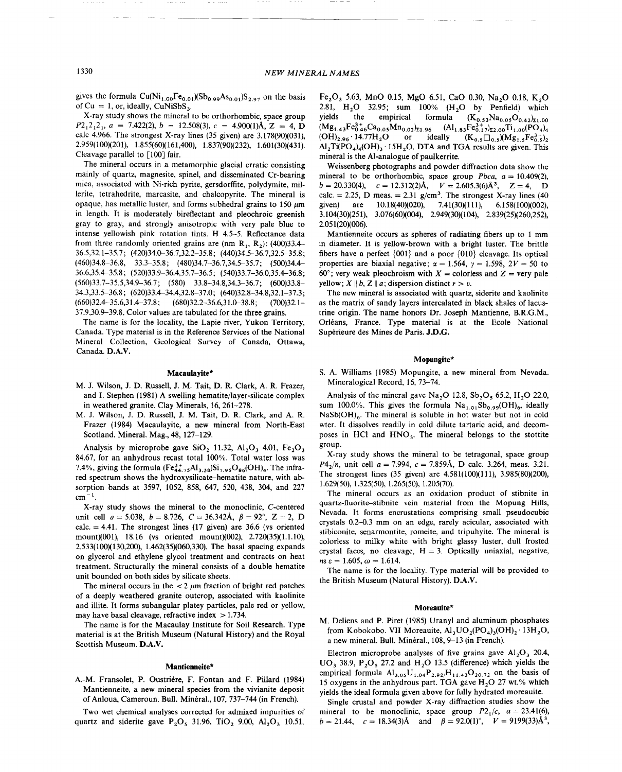gives the formula $Cu(Ni_{1.00}Fe_{0.01})(Sb_{0.99}As_{0.01})S_{2.97}$ on the basis of Cu = 1, or, ideally, $CuNiSbS_3$.

X-ray study shows the mineral to be orthorhombic, space group $P2_12_12_1$, $a$ = 7.422(2), $b$ = 12.508(3), $c$ = 4.900(1)Å, Z = 4, D calc 4.966. The strongest X-ray lines (35 given) are 3.178(90)(031), 2.959(100)(201), 1.855(60)(161,400), 1.837(90)(232), 1.601(30)(431). Cleavage parallel to [100] fair.

The mineral occurs in a metamorphic glacial erratic consisting mainly of quartz, magnesite, spinel, and disseminated Cr-bearing mica, associated with Ni-rich pyrite, gersdorffite, polydymite, millerite, tetrahedrite, marcasite, and chalcopyrite. The mineral is opaque, has metallic luster, and forms subhedral grains to 150 μm in length. It is moderately bireflectant and pleochroic greenish gray to gray, and strongly anisotropic with very pale blue to intense yellowish pink rotation tints. H 4.5–5. Reflectance data from three randomly oriented grains are (nm $R_1$, $R_2$): (400)33.4–36.5,32.1–35.7; (420)34.0–36.7,32.2–35.8; (440)34.5–36.7,32.5–35.8; (460)34.8–36.8, 33.3–35.8; (480)34.7–36.7,34.5–35.7; (500)34.4–36.6,35.4–35.8; (520)33.9–36.4,35.7–36.5; (540)33.7–36.0,35.4–36.8; (560)33.7–35.5,34.9–36.7; (580) 33.8–34.8,34.3–36.7; (600)33.8–34.3,33.5–36.8; (620)33.4–34.4,32.8–37.0; (640)32.8–34.8,32.1–37.3; (660)32.4–35.6,31.4–37.8; (680)32.2–36.6,31.0–38.8; (700)32.1–37.9,30.9–39.8. Color values are tabulated for the three grains.

The name is for the locality, the Lapie river, Yukon Territory, Canada. Type material is in the Reference Services of the National Mineral Collection, Geological Survey of Canada, Ottawa, Canada. **D.A.V.**

## Macaulayite*

M. J. Wilson, J. D. Russell, J. M. Tait, D. R. Clark, A. R. Frazer, and I. Stephen (1981) A swelling hematite/layer-silicate complex in weathered granite. Clay Minerals, 16, 261–278.

M. J. Wilson, J. D. Russell, J. M. Tait, D. R. Clark, and A. R. Frazer (1984) Macaulayite, a new mineral from North-East Scotland. Mineral. Mag., 48, 127–129.

Analysis by microprobe gave $SiO_2$ 11.32, $Al_2O_3$ 4.01, $Fe_2O_3$ 84.67, for an anhydrous recast total 100%. Total water loss was 7.4%, giving the formula $(Fe^{3+}_{44.75}Al_{3.38})Si_{7.95}O_{86}(OH)_4$. The infrared spectrum shows the hydroxysilicate–hematite nature, with absorption bands at 3597, 1052, 858, 647, 520, 438, 304, and 227 $cm^{-1}$.

X-ray study shows the mineral to the monoclinic, C-centered unit cell $a$ = 5.038, $b$ = 8.726, $C$ = 36.342Å, $\beta$ = 92°, Z = 2, D calc. = 4.41. The strongest lines (17 given) are 36.6 (vs oriented mount)(001), 18.16 (vs oriented mount)(002), 2.720(35)(1.1.10), 2.533(100)(130,200), 1.462(35)(060,330). The basal spacing expands on glycerol and ethylene glycol treatment and contracts on heat treatment. Structurally the mineral consists of a double hematite unit bounded on both sides by silicate sheets.

The mineral occurs in the < 2 μm fraction of bright red patches of a deeply weathered granite outcrop, associated with kaolinite and illite. It forms subangular platey particles, pale red or yellow, may have basal cleavage, refractive index > 1.734.

The name is for the Macaulay Institute for Soil Research. Type material is at the British Museum (Natural History) and the Royal Scottish Museum. **D.A.V.**

## Mantienneite*

A.-M. Fransolet, P. Oustrière, F. Fontan and F. Pillard (1984) Mantienneite, a new mineral species from the vivianite deposit of Anloua, Cameroun. Bull. Minéral., 107, 737–744 (in French).

Two wet chemical analyses corrected for admixed impurities of quartz and siderite gave $P_2O_5$ 31.96, $TiO_2$ 9.00, $Al_2O_3$ 10.51, $Fe_2O_3$ 5.63, MnO 0.15, MgO 6.51, CaO 0.30, $Na_2O$ 0.18, $K_2O$ 2.81, $H_2O$ 32.95; sum 100% ($H_2O$ by Penfield) which yields the empirical formula $(K_{0.53}Na_{0.05}O_{0.42})_{\Sigma1.00}$ $(Mg_{1.43}Fe^{3+}_{0.46}Ca_{0.05}Mn_{0.02})_{\Sigma1.96}$ $(Al_{1.83}Fe^{3+}_{0.17})_{\Sigma2.00}Ti_{1.00}(PO_4)_4$ $(OH)_{2.96}\cdot14.77H_2O$ or ideally $(K_{0.5}\square_{0.5})(Mg_{1.5}Fe^{3+}_{0.5})_2$ $Al_2Ti(PO_4)_4(OH)_3\cdot15H_2O$. DTA and TGA results are given. This mineral is the Al-analogue of paulkerrite.

Weissenberg photographs and powder diffraction data show the mineral to be orthorhombic, space group $Pbca$, $a$ = 10.409(2), $b$ = 20.330(4), $c$ = 12.312(2)Å, $V$ = 2.605.3(6)Å$^3$, Z = 4, D calc. = 2.25, D meas. = 2.31 g/cm$^3$. The strongest X-ray lines (40 given) are 10.18(40)(020), 7.41(30)(111), 6.158(100)(002), 3.104(30)(251), 3.076(60)(004), 2.949(30)(104), 2.839(25)(260,252), 2.051(20)(006).

Mantienneite occurs as spheres of radiating fibers up to 1 mm in diameter. It is yellow-brown with a bright luster. The brittle fibers have a perfect {001} and a poor {010} cleavage. Its optical properties are biaxial negative; $\alpha$ = 1.564, $\gamma$ = 1.598, 2V = 50 to 60°; very weak pleochroism with X = colorless and Z = very pale yellow; $X \parallel b$, $Z \parallel a$; dispersion distinct $r > v$.

The new mineral is associated with quartz, siderite and kaolinite as the matrix of sandy layers intercalated in black shales of lacustrine origin. The name honors Dr. Joseph Mantienne, B.R.G.M., Orléans, France. Type material is at the Ecole National Supérieure des Mines de Paris. **J.D.G.**

## Mopungite*

S. A. Williams (1985) Mopungite, a new mineral from Nevada. Mineralogical Record, 16, 73–74.

Analysis of the mineral gave $Na_2O$ 12.8, $Sb_2O_5$ 65.2, $H_2O$ 22.0, sum 100.0%. This gives the formula $Na_{1.01}Sb_{0.99}(OH)_6$, ideally $NaSb(OH)_6$. The mineral is soluble in hot water but not in cold wter. It dissolves readily in cold dilute tartaric acid, and decomposes in HCl and $HNO_3$. The mineral belongs to the stottite group.

X-ray study shows the mineral to be tetragonal, space group $P4_2/n$, unit cell $a$ = 7.994, $c$ = 7.859Å, D calc. 3.264, meas. 3.21. The strongest lines (35 given) are 4.581(100)(111), 3.985(80)(200), 1.629(50), 1.325(50), 1.265(50), 1.205(70).

The mineral occurs as an oxidation product of stibnite in quartz-fluorite–stibnite vein material from the Mopung Hills, Nevada. It forms encrustations comprising small pseudocubic crystals 0.2–0.3 mm on an edge, rarely acicular, associated with stibiconite, senarmontite, romeite, and tripuhyite. The mineral is colorless to milky white with bright glassy luster, dull frosted crystal faces, no cleavage, H = 3. Optically uniaxial, negative, $ns$ $\varepsilon$ = 1.605, $\omega$ = 1.614.

The name is for the locality. Type material will be provided to the British Museum (Natural History). **D.A.V.**

## Moreauite*

M. Deliens and P. Piret (1985) Uranyl and aluminum phosphates from Kobokobo. VII Moreauite, $Al_3UO_2(PO_4)_3(OH)_2\cdot13H_2O$, a new mineral. Bull. Minéral., 108, 9–13 (in French).

Electron microprobe analyses of five grains gave $Al_2O_3$ 20.4, $UO_3$ 38.9, $P_2O_5$ 27.2 and $H_2O$ 13.5 (difference) which yields the empirical formula $Al_{3.05}U_{1.04}P_{2.92}H_{11.43}O_{20.72}$ on the basis of 15 oxygens in the anhydrous part. TGA gave $H_2O$ 27 wt.% which yields the ideal formula given above for fully hydrated moreauite.

Single crustal and powder X-ray diffraction studies show the mineral to be monoclinic, space group $P2_1/c$, $a$ = 23.41(6), $b$ = 21.44, $c$ = 18.34(3)Å and $\beta$ = 92.0(1)°, $V$ = 9199(33)Å$^3$,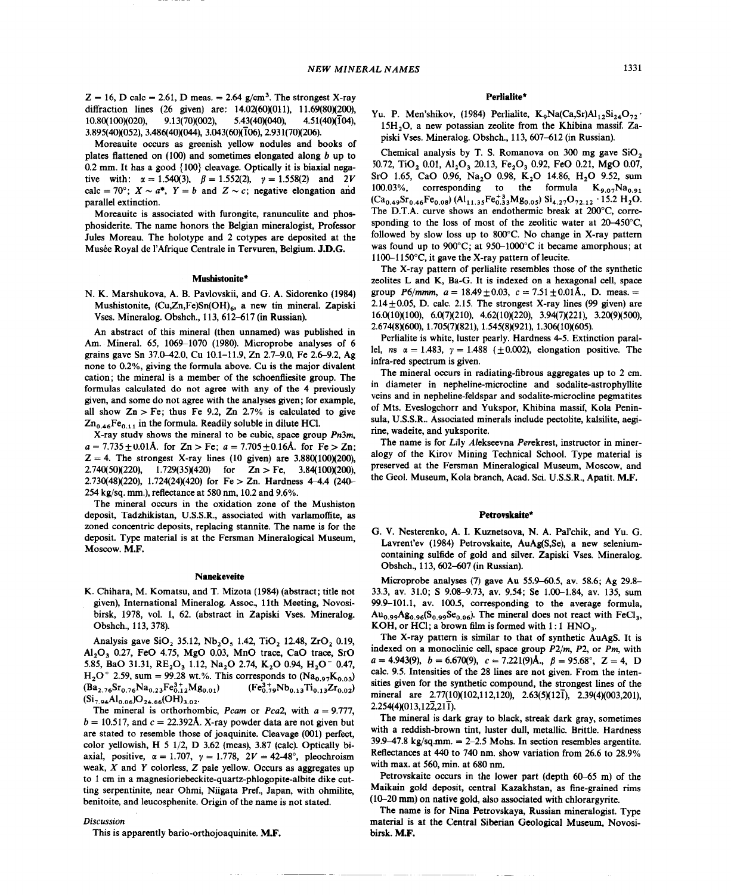$Z = 16$, D calc = 2.61, D meas. = 2.64 g/cm$^3$. The strongest X-ray diffraction lines (26 given) are: 14.02(60)(011), 11.69(80)(200), 10.80(100)(020), 9.13(70)(002), 5.43(40)(040), 4.51(40)($\bar{1}$04), 3.895(40)(052), 3.486(40)(044), 3.043(60)($\bar{1}$06), 2.931(70)(206).

Moreauite occurs as greenish yellow nodules and books of plates flattened on (100) and sometimes elongated along *b* up to 0.2 mm. It has a good {100} cleavage. Optically it is biaxial negative with: $\alpha = 1.540(3)$, $\beta = 1.552(2)$, $\gamma = 1.558(2)$ and $2V$ calc = 70°; $X \sim a^*$, $Y = b$ and $Z \sim c$; negative elongation and parallel extinction.

Moreauite is associated with furongite, ranunculite and phosphosiderite. The name honors the Belgian mineralogist, Professor Jules Moreau. The holotype and 2 cotypes are deposited at the Musée Royal de l'Afrique Centrale in Tervuren, Belgium. **J.D.G.**

### Mushistonite*

N. K. Marshukova, A. B. Pavlovskii, and G. A. Sidorenko (1984) Mushistonite, $(Cu,Zn,Fe)Sn(OH)_6$, a new tin mineral. Zapiski Vses. Mineralog. Obshch., 113, 612–617 (in Russian).

An abstract of this mineral (then unnamed) was published in Am. Mineral. 65, 1069–1070 (1980). Microprobe analyses of 6 grains gave Sn 37.0–42.0, Cu 10.1–11.9, Zn 2.7–9.0, Fe 2.6–9.2, Ag none to 0.2%, giving the formula above. Cu is the major divalent cation; the mineral is a member of the schoenfliesite group. The formulas calculated do not agree with any of the 4 previously given, and some do not agree with the analyses given; for example, all show Zn > Fe; thus Fe 9.2, Zn 2.7% is calculated to give $Zn_{0.46}Fe_{0.11}$ in the formula. Readily soluble in dilute HCl.

X-ray study shows the mineral to be cubic, space group *Pn3m*, $a = 7.735 \pm 0.01$Å. for Zn > Fe; $a = 7.705 \pm 0.16$Å. for Fe > Zn; $Z = 4$. The strongest X-ray lines (10 given) are 3.880(100)(200), 2.740(50)(220), 1.729(35)(420) for Zn > Fe, 3.84(100)(200), 2.730(48)(220), 1.724(24)(420) for Fe > Zn. Hardness 4–4.4 (240–254 kg/sq. mm.), reflectance at 580 nm, 10.2 and 9.6%.

The mineral occurs in the oxidation zone of the Mushiston deposit, Tadzhikistan, U.S.S.R., associated with varlamoffite, as zoned concentric deposits, replacing stannite. The name is for the deposit. Type material is at the Fersman Mineralogical Museum, Moscow. **M.F.**

### Nanekeveite

K. Chihara, M. Komatsu, and T. Mizota (1984) (abstract; title not given), International Mineralog. Assoc., 11th Meeting, Novosibirsk, 1978, vol. 1, 62. (abstract in Zapiski Vses. Mineralog. Obshch., 113, 378).

Analysis gave $SiO_2$ 35.12, $Nb_2O_5$ 1.42, $TiO_2$ 12.48, $ZrO_2$ 0.19, $Al_2O_3$ 0.27, FeO 4.75, MgO 0.03, MnO trace, CaO trace, SrO 5.85, BaO 31.31, $RE_2O_3$ 1.12, $Na_2O$ 2.74, $K_2O$ 0.94, $H_2O^-$ 0.47, $H_2O^+$ 2.59, sum = 99.28 wt.%. This corresponds to $(Na_{0.97}K_{0.03})$ $(Ba_{2.76}Sr_{0.76}Na_{0.23}Fe^{3+}_{0.12}Mg_{0.01})$ $(Fe^{3+}_{0.79}Nb_{0.13}Ti_{0.13}Zr_{0.02})$ $(Si_{7.94}Al_{0.06})O_{24.66}(OH)_{3.02}$.

The mineral is orthorhombic, *Pcam* or *Pca*2, with $a = 9.777$, $b = 10.517$, and $c = 22.392$Å. X-ray powder data are not given but are stated to resemble those of joaquinite. Cleavage (001) perfect, color yellowish, H 5 1/2, D 3.62 (meas), 3.87 (calc). Optically biaxial, positive, $\alpha = 1.707$, $\gamma = 1.778$, $2V = 42$–48°, pleochroism weak, *X* and *Y* colorless, *Z* pale yellow. Occurs as aggregates up to 1 cm in a magnesioriebeckite-quartz-phlogopite-albite dike cutting serpentinite, near Ohmi, Niigata Pref., Japan, with ohmilite, benitoite, and leucosphenite. Origin of the name is not stated.

*Discussion*

This is apparently bario-orthojoaquinite. **M.F.**

### Perlialite*

Yu. P. Men'shikov, (1984) Perlialite, $K_9Na(Ca,Sr)Al_{12}Si_{24}O_{72} \cdot 15H_2O$, a new potassian zeolite from the Khibina massif. Zapiski Vses. Mineralog. Obshch., 113, 607–612 (in Russian).

Chemical analysis by T. S. Romanova on 300 mg gave $SiO_2$ 50.72, $TiO_2$ 0.01, $Al_2O_3$ 20.13, $Fe_2O_3$ 0.92, FeO 0.21, MgO 0.07, SrO 1.65, CaO 0.96, $Na_2O$ 0.98, $K_2O$ 14.86, $H_2O$ 9.52, sum 100.03%, corresponding to the formula $K_{9.07}Na_{0.91}$ $(Ca_{0.49}Sr_{0.46}Fe_{0.08})$ $(Al_{11.35}Fe^{+3}_{0.33}Mg_{0.05})$ $Si_{4.27}O_{72.12} \cdot 15.2\ H_2O$. The D.T.A. curve shows an endothermic break at 200°C, corresponding to the loss of most of the zeolitic water at 20–450°C, followed by slow loss up to 800°C. No change in X-ray pattern was found up to 900°C; at 950–1000°C it became amorphous; at 1100–1150°C, it gave the X-ray pattern of leucite.

The X-ray pattern of perlialite resembles those of the synthetic zeolites L and K, Ba-G. It is indexed on a hexagonal cell, space group *P6/mmm*, $a = 18.49 \pm 0.03$, $c = 7.51 \pm 0.01$Å., D. meas. = $2.14 \pm 0.05$, D. calc. 2.15. The strongest X-ray lines (99 given) are 16.0(10)(100), 6.0(7)(210), 4.62(10)(220), 3.94(7)(221), 3.20(9)(500), 2.674(8)(600), 1.705(7)(821), 1.545(8)(921), 1.306(10)(605).

Perlialite is white, luster pearly. Hardness 4–5. Extinction parallel, *ns* $\alpha = 1.483$, $\gamma = 1.488$ ($\pm 0.002$), elongation positive. The infra-red spectrum is given.

The mineral occurs in radiating-fibrous aggregates up to 2 cm. in diameter in nepheline-microcline and sodalite-astrophyllite veins and in nepheline-feldspar and sodalite-microcline pegmatites of Mts. Eveslogchorr and Yukspor, Khibina massif, Kola Peninsula, U.S.S.R.. Associated minerals include pectolite, kalsilite, aegirine, wadeite, and yuksporite.

The name is for *Li*ly *A*lekseevna *Per*ekrest, instructor in mineralogy of the Kirov Mining Technical School. Type material is preserved at the Fersman Mineralogical Museum, Moscow, and the Geol. Museum, Kola branch, Acad. Sci. U.S.S.R., Apatit. **M.F.**

### Petrovskaite*

G. V. Nesterenko, A. I. Kuznetsova, N. A. Pal'chik, and Yu. G. Lavrent'ev (1984) Petrovskaite, AuAg(S,Se), a new selenium-containing sulfide of gold and silver. Zapiski Vses. Mineralog. Obshch., 113, 602–607 (in Russian).

Microprobe analyses (7) gave Au 55.9–60.5, av. 58.6; Ag 29.8–33.3, av. 31.0; S 9.08–9.73, av. 9.54; Se 1.00–1.84, av. 135, sum 99.9–101.1, av. 100.5, corresponding to the average formula, $Au_{0.99}Ag_{0.96}(S_{0.99}Se_{0.06})$. The mineral does not react with $FeCl_3$, KOH, or HCl; a brown film is formed with 1 : 1 $HNO_3$.

The X-ray pattern is similar to that of synthetic AuAgS. It is indexed on a monoclinic cell, space group *P2/m*, *P*2, or *Pm*, with $a = 4.943(9)$, $b = 6.670(9)$, $c = 7.221(9)$Å., $\beta = 95.68°$, $Z = 4$, D calc. 9.5. Intensities of the 28 lines are not given. From the intensities given for the synthetic compound, the strongest lines of the mineral are 2.77(10)(102,112,120), 2.63(5)(12$\bar{1}$), 2.39(4)(003,201), 2.254(4)(013,12$\bar{2}$,21$\bar{1}$).

The mineral is dark gray to black, streak dark gray, sometimes with a reddish-brown tint, luster dull, metallic. Brittle. Hardness 39.9–47.8 kg/sq.mm. = 2–2.5 Mohs. In section resembles argentite. Reflectances at 440 to 740 nm. show variation from 26.6 to 28.9% with max. at 560, min. at 680 nm.

Petrovskaite occurs in the lower part (depth 60–65 m) of the Maikain gold deposit, central Kazakhstan, as fine-grained rims (10–20 mm) on native gold, also associated with chlorargyrite.

The name is for Nina Petrovskaya, Russian mineralogist. Type material is at the Central Siberian Geological Museum, Novosibirsk. **M.F.**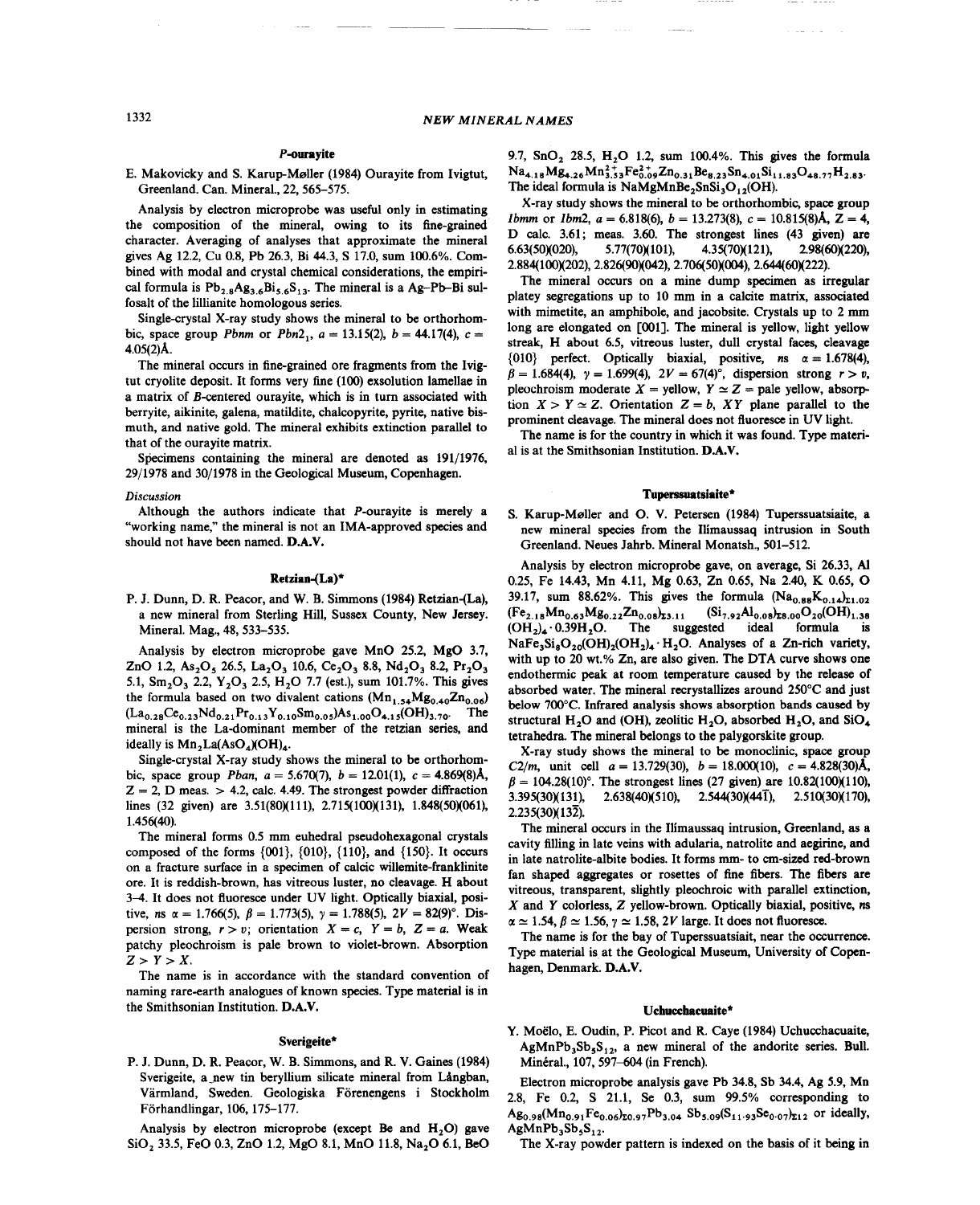## P-ourayite

E. Makovicky and S. Karup-Møller (1984) Ourayite from Ivigtut, Greenland. Can. Mineral., 22, 565–575.

Analysis by electron microprobe was useful only in estimating the composition of the mineral, owing to its fine-grained character. Averaging of analyses that approximate the mineral gives Ag 12.2, Cu 0.8, Pb 26.3, Bi 44.3, S 17.0, sum 100.6%. Combined with modal and crystal chemical considerations, the empirical formula is $Pb_{2.8}Ag_{3.6}Bi_{5.6}S_{13}$. The mineral is a Ag–Pb–Bi sulfosalt of the lillianite homologous series.

Single-crystal X-ray study shows the mineral to be orthorhombic, space group *Pbnm* or *Pbn*$2_1$, $a$ = 13.15(2), $b$ = 44.17(4), $c$ = 4.05(2)Å.

The mineral occurs in fine-grained ore fragments from the Ivigtut cryolite deposit. It forms very fine (100) exsolution lamellae in a matrix of *B*-centered ourayite, which is in turn associated with berryite, aikinite, galena, matildite, chalcopyrite, pyrite, native bismuth, and native gold. The mineral exhibits extinction parallel to that of the ourayite matrix.

Specimens containing the mineral are denoted as 191/1976, 29/1978 and 30/1978 in the Geological Museum, Copenhagen.

*Discussion*

Although the authors indicate that *P*-ourayite is merely a "working name," the mineral is not an IMA-approved species and should not have been named. **D.A.V.**

## Retzian-(La)*

P. J. Dunn, D. R. Peacor, and W. B. Simmons (1984) Retzian-(La), a new mineral from Sterling Hill, Sussex County, New Jersey. Mineral. Mag., 48, 533–535.

Analysis by electron microprobe gave MnO 25.2, MgO 3.7, ZnO 1.2, $As_2O_5$ 26.5, $La_2O_3$ 10.6, $Ce_2O_3$ 8.8, $Nd_2O_3$ 8.2, $Pr_2O_3$ 5.1, $Sm_2O_3$ 2.2, $Y_2O_3$ 2.5, $H_2O$ 7.7 (est.), sum 101.7%. This gives the formula based on two divalent cations $(Mn_{1.54}Mg_{0.40}Zn_{0.06})(La_{0.28}Ce_{0.23}Nd_{0.21}Pr_{0.13}Y_{0.10}Sm_{0.05})As_{1.00}O_{4.15}(OH)_{3.70}$. The mineral is the La-dominant member of the retzian series, and ideally is $Mn_2La(AsO_4)(OH)_4$.

Single-crystal X-ray study shows the mineral to be orthorhombic, space group *Pban*, $a$ = 5.670(7), $b$ = 12.01(1), $c$ = 4.869(8)Å, Z = 2, D meas. > 4.2, calc. 4.49. The strongest powder diffraction lines (32 given) are 3.51(80)(111), 2.715(100)(131), 1.848(50)(061), 1.456(40).

The mineral forms 0.5 mm euhedral pseudohexagonal crystals composed of the forms {001}, {010}, {110}, and {150}. It occurs on a fracture surface in a specimen of calcic willemite-franklinite ore. It is reddish-brown, has vitreous luster, no cleavage. H about 3–4. It does not fluoresce under UV light. Optically biaxial, positive, *ns* $\alpha$ = 1.766(5), $\beta$ = 1.773(5), $\gamma$ = 1.788(5), 2V = 82(9)°. Dispersion strong, $r > v$; orientation $X = c$, $Y = b$, $Z = a$. Weak patchy pleochroism is pale brown to violet-brown. Absorption $Z > Y > X$.

The name is in accordance with the standard convention of naming rare-earth analogues of known species. Type material is in the Smithsonian Institution. **D.A.V.**

## Sverigeite*

P. J. Dunn, D. R. Peacor, W. B. Simmons, and R. V. Gaines (1984) Sverigeite, a new tin beryllium silicate mineral from Långban, Värmland, Sweden. Geologiska Förenengens i Stockholm Förhandlingar, 106, 175–177.

Analysis by electron microprobe (except Be and $H_2O$) gave $SiO_2$ 33.5, FeO 0.3, ZnO 1.2, MgO 8.1, MnO 11.8, $Na_2O$ 6.1, BeO 9.7, $SnO_2$ 28.5, $H_2O$ 1.2, sum 100.4%. This gives the formula $Na_{4.18}Mg_{4.26}Mn^{2+}_{3.53}Fe^{2+}_{0.09}Zn_{0.31}Be_{8.23}Sn_{4.01}Si_{11.83}O_{48.77}H_{2.83}$. The ideal formula is $NaMgMnBe_2SnSi_3O_{12}(OH)$.

X-ray study shows the mineral to be orthorhombic, space group *Ibmm* or *Ibm*2, $a$ = 6.818(6), $b$ = 13.273(8), $c$ = 10.815(8)Å, Z = 4, D calc. 3.61; meas. 3.60. The strongest lines (43 given) are 6.63(50)(020), 5.77(70)(101), 4.35(70)(121), 2.98(60)(220), 2.884(100)(202), 2.826(90)(042), 2.706(50)(004), 2.644(60)(222).

The mineral occurs on a mine dump specimen as irregular platey segregations up to 10 mm in a calcite matrix, associated with mimetite, an amphibole, and jacobsite. Crystals up to 2 mm long are elongated on [001]. The mineral is yellow, light yellow streak, H about 6.5, vitreous luster, dull crystal faces, cleavage {010} perfect. Optically biaxial, positive, *ns* $\alpha$ = 1.678(4), $\beta$ = 1.684(4), $\gamma$ = 1.699(4), 2V = 67(4)°, dispersion strong $r > v$, pleochroism moderate X = yellow, $Y \simeq Z$ = pale yellow, absorption $X > Y \simeq Z$. Orientation $Z = b$, $XY$ plane parallel to the prominent cleavage. The mineral does not fluoresce in UV light.

The name is for the country in which it was found. Type material is at the Smithsonian Institution. **D.A.V.**

## Tuperssuatsiaite*

S. Karup-Møller and O. V. Petersen (1984) Tuperssuatsiaite, a new mineral species from the Ilímaussaq intrusion in South Greenland. Neues Jahrb. Mineral Monatsh., 501–512.

Analysis by electron microprobe gave, on average, Si 26.33, Al 0.25, Fe 14.43, Mn 4.11, Mg 0.63, Zn 0.65, Na 2.40, K 0.65, O 39.17, sum 88.62%. This gives the formula $(Na_{0.88}K_{0.14})_{\Sigma 1.02}(Fe_{2.18}Mn_{0.63}Mg_{0.22}Zn_{0.08})_{\Sigma 3.11}(Si_{7.92}Al_{0.08})_{\Sigma 8.00}O_{20}(OH)_{1.38}(OH_2)_4 \cdot 0.39H_2O$. The suggested ideal formula is $NaFe_3Si_8O_{20}(OH)_2(OH_2)_4 \cdot H_2O$. Analyses of a Zn-rich variety, with up to 20 wt.% Zn, are also given. The DTA curve shows one endothermic peak at room temperature caused by the release of absorbed water. The mineral recrystallizes around 250°C and just below 700°C. Infrared analysis shows absorption bands caused by structural $H_2O$ and (OH), zeolitic $H_2O$, absorbed $H_2O$, and $SiO_4$ tetrahedra. The mineral belongs to the palygorskite group.

X-ray study shows the mineral to be monoclinic, space group *C*2/*m*, unit cell $a$ = 13.729(30), $b$ = 18.000(10), $c$ = 4.828(30)Å, $\beta$ = 104.28(10)°. The strongest lines (27 given) are 10.82(100)(110), 3.395(30)(131), 2.638(40)(510), 2.544(30)(44$\bar{1}$), 2.510(30)(170), 2.235(30)(13$\bar{2}$).

The mineral occurs in the Ilímaussaq intrusion, Greenland, as a cavity filling in late veins with adularia, natrolite and aegirine, and in late natrolite-albite bodies. It forms mm- to cm-sized red-brown fan shaped aggregates or rosettes of fine fibers. The fibers are vitreous, transparent, slightly pleochroic with parallel extinction, X and Y colorless, Z yellow-brown. Optically biaxial, positive, *ns* $\alpha \simeq 1.54$, $\beta \simeq 1.56$, $\gamma \simeq 1.58$, 2V large. It does not fluoresce.

The name is for the bay of Tuperssuatsiait, near the occurrence. Type material is at the Geological Museum, University of Copenhagen, Denmark. **D.A.V.**

## Uchucchacuaite*

Y. Moëlo, E. Oudin, P. Picot and R. Caye (1984) Uchucchacuaite, $AgMnPb_3Sb_5S_{12}$, a new mineral of the andorite series. Bull. Minéral., 107, 597–604 (in French).

Electron microprobe analysis gave Pb 34.8, Sb 34.4, Ag 5.9, Mn 2.8, Fe 0.2, S 21.1, Se 0.3, sum 99.5% corresponding to $Ag_{0.98}(Mn_{0.91}Fe_{0.06})_{\Sigma 0.97}Pb_{3.04}Sb_{5.09}(S_{11.93}Se_{0.07})_{\Sigma 12}$ or ideally, $AgMnPb_3Sb_5S_{12}$.

The X-ray powder pattern is indexed on the basis of it being in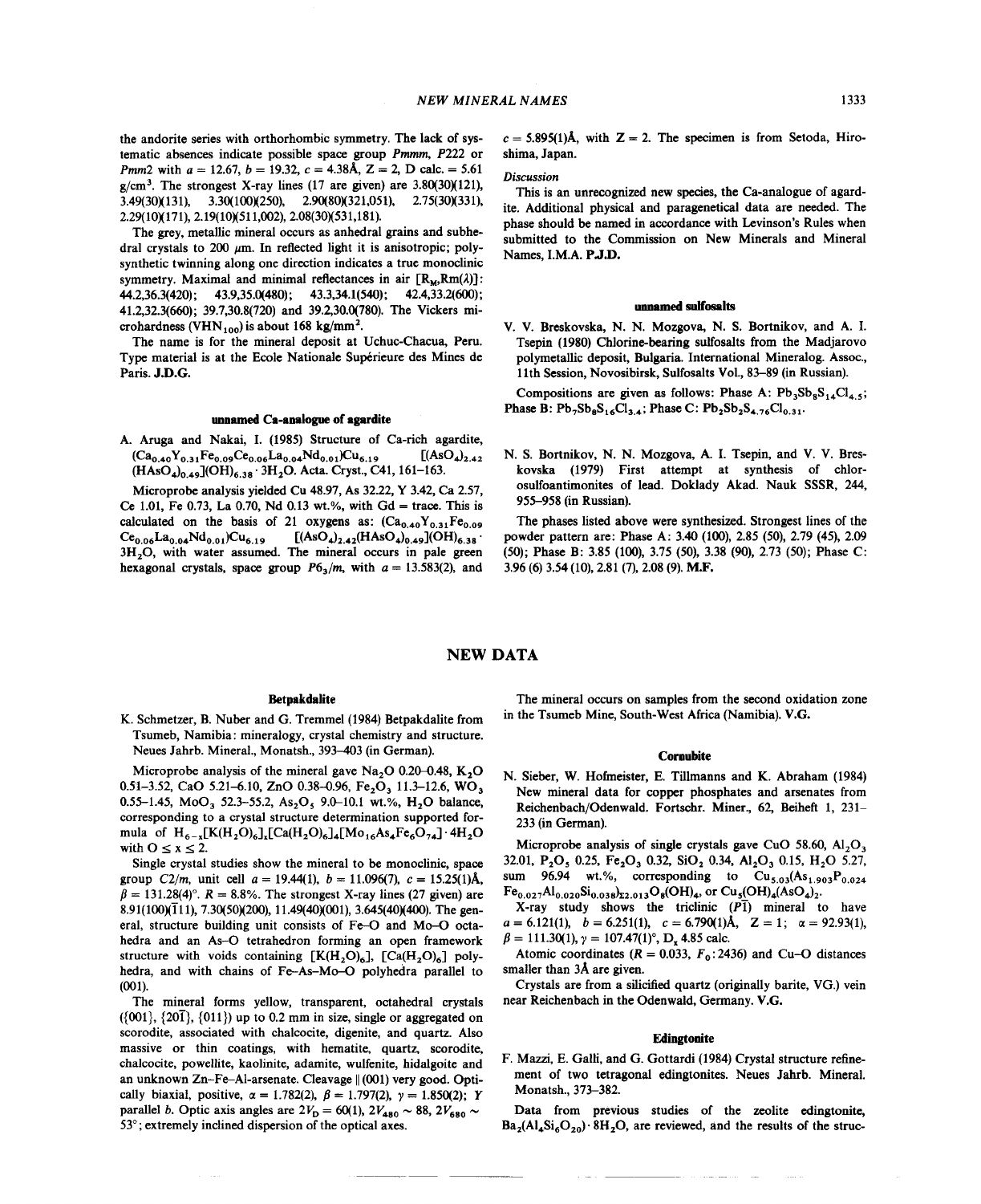the andorite series with orthorhombic symmetry. The lack of systematic absences indicate possible space group *Pmmm*, *P*222 or *Pmm*2 with $a = 12.67$, $b = 19.32$, $c = 4.38$Å, Z = 2, D calc. = 5.61 g/cm$^3$. The strongest X-ray lines (17 are given) are 3.80(30)(121), 3.49(30)(131), 3.30(100)(250), 2.90(80)(321,051), 2.75(30)(331), 2.29(10)(171), 2.19(10)(511,002), 2.08(30)(531,181).

The grey, metallic mineral occurs as anhedral grains and subhedral crystals to 200 μm. In reflected light it is anisotropic; polysynthetic twinning along one direction indicates a true monoclinic symmetry. Maximal and minimal reflectances in air [$R_M$,Rm(λ)]: 44.2,36.3(420); 43.9,35.0(480); 43.3,34.1(540); 42.4,33.2(600); 41.2,32.3(660); 39.7,30.8(720) and 39.2,30.0(780). The Vickers microhardness ($VHN_{100}$) is about 168 kg/mm$^2$.

The name is for the mineral deposit at Uchuc-Chacua, Peru. Type material is at the Ecole Nationale Supérieure des Mines de Paris. **J.D.G.**

### unnamed Ca-analogue of agardite

A. Aruga and Nakai, I. (1985) Structure of Ca-rich agardite, $(Ca_{0.40}Y_{0.31}Fe_{0.09}Ce_{0.06}La_{0.04}Nd_{0.01})Cu_{6.19}$ $[(AsO_4)_{2.42}(HAsO_4)_{0.49}](OH)_{6.38} \cdot 3H_2O$. Acta. Cryst., C41, 161–163.

Microprobe analysis yielded Cu 48.97, As 32.22, Y 3.42, Ca 2.57, Ce 1.01, Fe 0.73, La 0.70, Nd 0.13 wt.%, with Gd = trace. This is calculated on the basis of 21 oxygens as: $(Ca_{0.40}Y_{0.31}Fe_{0.09}Ce_{0.06}La_{0.04}Nd_{0.01})Cu_{6.19}$ $[(AsO_4)_{2.42}(HAsO_4)_{0.49}](OH)_{6.38} \cdot 3H_2O$, with water assumed. The mineral occurs in pale green hexagonal crystals, space group $P6_3/m$, with $a = 13.583(2)$, and $c = 5.895(1)$Å, with Z = 2. The specimen is from Setoda, Hiroshima, Japan.

*Discussion*

This is an unrecognized new species, the Ca-analogue of agardite. Additional physical and paragenetical data are needed. The phase should be named in accordance with Levinson's Rules when submitted to the Commission on New Minerals and Mineral Names, I.M.A. **P.J.D.**

### unnamed sulfosalts

V. V. Breskovska, N. N. Mozgova, N. S. Bortnikov, and A. I. Tsepin (1980) Chlorine-bearing sulfosalts from the Madjarovo polymetallic deposit, Bulgaria. International Mineralog. Assoc., 11th Session, Novosibirsk, Sulfosalts Vol., 83–89 (in Russian).

Compositions are given as follows: Phase A: $Pb_3Sb_8S_{14}Cl_{4.5}$; Phase B: $Pb_7Sb_8S_{16}Cl_{3.4}$; Phase C: $Pb_2Sb_2S_{4.76}Cl_{0.31}$.

N. S. Bortnikov, N. N. Mozgova, A. I. Tsepin, and V. V. Breskovska (1979) First attempt at synthesis of chlorosulfoantimonites of lead. Doklady Akad. Nauk SSSR, 244, 955–958 (in Russian).

The phases listed above were synthesized. Strongest lines of the powder pattern are: Phase A: 3.40 (100), 2.85 (50), 2.79 (45), 2.09 (50); Phase B: 3.85 (100), 3.75 (50), 3.38 (90), 2.73 (50); Phase C: 3.96 (6) 3.54 (10), 2.81 (7), 2.08 (9). **M.F.**

## NEW DATA

### Betpakdalite

K. Schmetzer, B. Nuber and G. Tremmel (1984) Betpakdalite from Tsumeb, Namibia: mineralogy, crystal chemistry and structure. Neues Jahrb. Mineral., Monatsh., 393–403 (in German).

Microprobe analysis of the mineral gave $Na_2O$ 0.20–0.48, $K_2O$ 0.51–3.52, CaO 5.21–6.10, ZnO 0.38–0.96, $Fe_2O_3$ 11.3–12.6, $WO_3$ 0.55–1.45, $MoO_3$ 52.3–55.2, $As_2O_5$ 9.0–10.1 wt.%, $H_2O$ balance, corresponding to a crystal structure determination supported formula of $H_{6-x}[K(H_2O)_6]_x[Ca(H_2O)_6]_4[Mo_{16}As_4Fe_6O_{74}] \cdot 4H_2O$ with $0 \le x \le 2$.

Single crystal studies show the mineral to be monoclinic, space group $C2/m$, unit cell $a = 19.44(1)$, $b = 11.096(7)$, $c = 15.25(1)$Å, $\beta = 131.28(4)°$. R = 8.8%. The strongest X-ray lines (27 given) are 8.91(100)($\bar{1}$11), 7.30(50)(200), 11.49(40)(001), 3.645(40)(400). The general, structure building unit consists of Fe–O and Mo–O octahedra and an As–O tetrahedron forming an open framework structure with voids containing $[K(H_2O)_6]$, $[Ca(H_2O)_6]$ polyhedra, and with chains of Fe–As–Mo–O polyhedra parallel to (001).

The mineral forms yellow, transparent, octahedral crystals ({001}, {20$\bar{1}$}, {011}) up to 0.2 mm in size, single or aggregated on scorodite, associated with chalcocite, digenite, and quartz. Also massive or thin coatings, with hematite, quartz, scorodite, chalcocite, powellite, kaolinite, adamite, wulfenite, hidalgoite and an unknown Zn–Fe–Al-arsenate. Cleavage ∥ (001) very good. Optically biaxial, positive, $\alpha = 1.782(2)$, $\beta = 1.797(2)$, $\gamma = 1.850(2)$; Y parallel *b*. Optic axis angles are $2V_D = 60(1)$, $2V_{480} \sim 88$, $2V_{680} \sim 53°$; extremely inclined dispersion of the optical axes.

The mineral occurs on samples from the second oxidation zone in the Tsumeb Mine, South-West Africa (Namibia). **V.G.**

### Cornubite

N. Sieber, W. Hofmeister, E. Tillmanns and K. Abraham (1984) New mineral data for copper phosphates and arsenates from Reichenbach/Odenwald. Fortschr. Miner., 62, Beiheft 1, 231–233 (in German).

Microprobe analysis of single crystals gave CuO 58.60, $Al_2O_3$ 32.01, $P_2O_5$ 0.25, $Fe_2O_3$ 0.32, $SiO_2$ 0.34, $Al_2O_3$ 0.15, $H_2O$ 5.27, sum 96.94 wt.%, corresponding to $Cu_{5.03}(As_{1.903}P_{0.024}Fe_{0.027}Al_{0.020}Si_{0.038})_{\Sigma 2.013}O_8(OH)_4$, or $Cu_5(OH)_4(AsO_4)_2$.

X-ray study shows the triclinic ($P\bar{1}$) mineral to have $a = 6.121(1)$, $b = 6.251(1)$, $c = 6.790(1)$Å, Z = 1; $\alpha = 92.93(1)$, $\beta = 111.30(1)$, $\gamma = 107.47(1)°$, $D_x$ 4.85 calc.

Atomic coordinates (R = 0.033, $F_0$:2436) and Cu–O distances smaller than 3Å are given.

Crystals are from a silicified quartz (originally barite, VG.) vein near Reichenbach in the Odenwald, Germany. **V.G.**

### Edingtonite

F. Mazzi, E. Galli, and G. Gottardi (1984) Crystal structure refinement of two tetragonal edingtonites. Neues Jahrb. Mineral. Monatsh., 373–382.

Data from previous studies of the zeolite edingtonite, $Ba_2(Al_4Si_6O_{20}) \cdot 8H_2O$, are reviewed, and the results of the struc-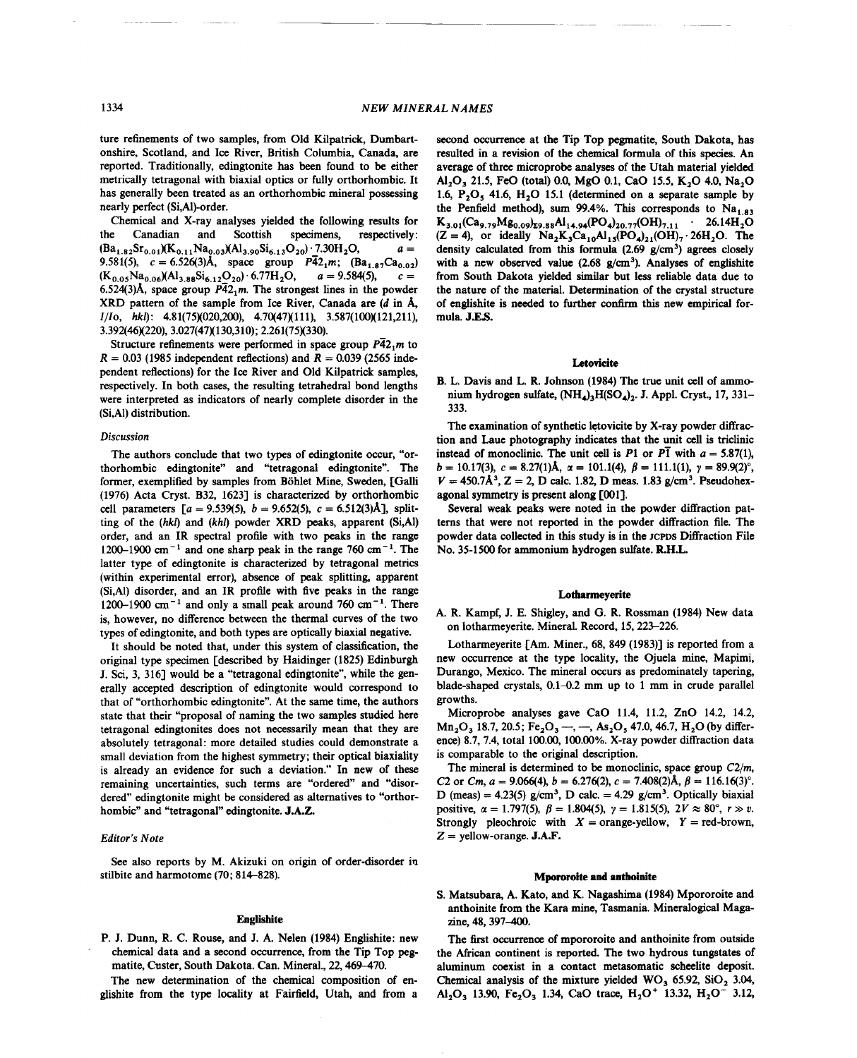ture refinements of two samples, from Old Kilpatrick, Dumbartonshire, Scotland, and Ice River, British Columbia, Canada, are reported. Traditionally, edingtonite has been found to be either metrically tetragonal with biaxial optics or fully orthorhombic. It has generally been treated as an orthorhombic mineral possessing nearly perfect (Si,Al)-order.

Chemical and X-ray analyses yielded the following results for the Canadian and Scottish specimens, respectively: $(Ba_{1.82}Sr_{0.01})(K_{0.11}Na_{0.03})(Al_{3.90}Si_{6.13}O_{20})\cdot 7.30H_2O$, $a = 9.581(5)$, $c = 6.526(3)$Å, space group $P\bar{4}2_1m$; $(Ba_{1.87}Ca_{0.02})(K_{0.05}Na_{0.06})(Al_{3.88}Si_{6.12}O_{20})\cdot 6.77H_2O$, $a = 9.584(5)$, $c = 6.524(3)$Å, space group $P\bar{4}2_1m$. The strongest lines in the powder XRD pattern of the sample from Ice River, Canada are (*d* in Å, *I/Io*, *hkl*): 4.81(75)(020,200), 4.70(47)(111), 3.587(100)(121,211), 3.392(46)(220), 3.027(47)(130,310); 2.261(75)(330).

Structure refinements were performed in space group $P\bar{4}2_1m$ to $R = 0.03$ (1985 independent reflections) and $R = 0.039$ (2565 independent reflections) for the Ice River and Old Kilpatrick samples, respectively. In both cases, the resulting tetrahedral bond lengths were interpreted as indicators of nearly complete disorder in the (Si,Al) distribution.

*Discussion*

The authors conclude that two types of edingtonite occur, "orthorhombic edingtonite" and "tetragonal edingtonite". The former, exemplified by samples from Böhlet Mine, Sweden, [Galli (1976) Acta Cryst. B32, 1623] is characterized by orthorhombic cell parameters [$a = 9.539(5)$, $b = 9.652(5)$, $c = 6.512(3)$Å], splitting of the (*hkl*) and (*khl*) powder XRD peaks, apparent (Si,Al) order, and an IR spectral profile with two peaks in the range 1200–1900 $cm^{-1}$ and one sharp peak in the range 760 $cm^{-1}$. The latter type of edingtonite is characterized by tetragonal metrics (within experimental error), absence of peak splitting, apparent (Si,Al) disorder, and an IR profile with five peaks in the range 1200–1900 $cm^{-1}$ and only a small peak around 760 $cm^{-1}$. There is, however, no difference between the thermal curves of the two types of edingtonite, and both types are optically biaxial negative.

It should be noted that, under this system of classification, the original type specimen [described by Haidinger (1825) Edinburgh J. Sci, 3, 316] would be a "tetragonal edingtonite", while the generally accepted description of edingtonite would correspond to that of "orthorhombic edingtonite". At the same time, the authors state that their "proposal of naming the two samples studied here tetragonal edingtonites does not necessarily mean that they are absolutely tetragonal: more detailed studies could demonstrate a small deviation from the highest symmetry; their optical biaxiality is already an evidence for such a deviation." In new of these remaining uncertainties, such terms are "ordered" and "disordered" edingtonite might be considered as alternatives to "orthorhombic" and "tetragonal" edingtonite. **J.A.Z.**

*Editor's Note*

See also reports by M. Akizuki on origin of order-disorder in stilbite and harmotome (70; 814–828).

## Englishite

P. J. Dunn, R. C. Rouse, and J. A. Nelen (1984) Englishite: new chemical data and a second occurrence, from the Tip Top pegmatite, Custer, South Dakota. Can. Mineral., 22, 469–470.

The new determination of the chemical composition of englishite from the type locality at Fairfield, Utah, and from a second occurrence at the Tip Top pegmatite, South Dakota, has resulted in a revision of the chemical formula of this species. An average of three microprobe analyses of the Utah material yielded $Al_2O_3$ 21.5, FeO (total) 0.0, MgO 0.1, CaO 15.5, $K_2O$ 4.0, $Na_2O$ 1.6, $P_2O_5$ 41.6, $H_2O$ 15.1 (determined on a separate sample by the Penfield method), sum 99.4%. This corresponds to $Na_{1.83}K_{3.01}(Ca_{9.79}Mg_{0.09})_{\Sigma 9.88}Al_{14.94}(PO_4)_{20.77}(OH)_{7.11} \cdot 26.14H_2O$ (Z = 4), or ideally $Na_2K_3Ca_{10}Al_{15}(PO_4)_{21}(OH)_7\cdot 26H_2O$. The density calculated from this formula (2.69 g/$cm^3$) agrees closely with a new observed value (2.68 g/$cm^3$). Analyses of englishite from South Dakota yielded similar but less reliable data due to the nature of the material. Determination of the crystal structure of englishite is needed to further confirm this new empirical formula. **J.E.S.**

## Letovicite

B. L. Davis and L. R. Johnson (1984) The true unit cell of ammonium hydrogen sulfate, $(NH_4)_3H(SO_4)_2$. J. Appl. Cryst., 17, 331–333.

The examination of synthetic letovicite by X-ray powder diffraction and Laue photography indicates that the unit cell is triclinic instead of monoclinic. The unit cell is $P1$ or $P\bar{1}$ with $a = 5.87(1)$, $b = 10.17(3)$, $c = 8.27(1)$Å, $\alpha = 101.1(4)$, $\beta = 111.1(1)$, $\gamma = 89.9(2)°$, $V = 450.7$Å$^3$, Z = 2, D calc. 1.82, D meas. 1.83 g/$cm^3$. Pseudohexagonal symmetry is present along [001].

Several weak peaks were noted in the powder diffraction patterns that were not reported in the powder diffraction file. The powder data collected in this study is in the JCPDS Diffraction File No. 35-1500 for ammonium hydrogen sulfate. **R.H.L.**

## Lotharmeyerite

A. R. Kampf, J. E. Shigley, and G. R. Rossman (1984) New data on lotharmeyerite. Mineral. Record, 15, 223–226.

Lotharmeyerite [Am. Miner., 68, 849 (1983)] is reported from a new occurrence at the type locality, the Ojuela mine, Mapimi, Durango, Mexico. The mineral occurs as predominately tapering, blade-shaped crystals, 0.1–0.2 mm up to 1 mm in crude parallel growths.

Microprobe analyses gave CaO 11.4, 11.2, ZnO 14.2, 14.2, $Mn_2O_3$ 18.7, 20.5; $Fe_2O_3$ —, —, $As_2O_5$ 47.0, 46.7, $H_2O$ (by difference) 8.7, 7.4, total 100.00, 100.00%. X-ray powder diffraction data is comparable to the original description.

The mineral is determined to be monoclinic, space group $C2/m$, $C2$ or $Cm$, $a = 9.066(4)$, $b = 6.276(2)$, $c = 7.408(2)$Å, $\beta = 116.16(3)°$. D (meas) = 4.23(5) g/$cm^3$, D calc. = 4.29 g/$cm^3$. Optically biaxial positive, $\alpha = 1.797(5)$, $\beta = 1.804(5)$, $\gamma = 1.815(5)$, $2V \approx 80°$, $r \gg v$. Strongly pleochroic with X = orange-yellow, Y = red-brown, Z = yellow-orange. **J.A.F.**

## Mpororoite and anthoinite

S. Matsubara, A. Kato, and K. Nagashima (1984) Mpororoite and anthoinite from the Kara mine, Tasmania. Mineralogical Magazine, 48, 397–400.

The first occurrence of mpororoite and anthoinite from outside the African continent is reported. The two hydrous tungstates of aluminum coexist in a contact metasomatic scheelite deposit. Chemical analysis of the mixture yielded $WO_3$ 65.92, $SiO_2$ 3.04, $Al_2O_3$ 13.90, $Fe_2O_3$ 1.34, CaO trace, $H_2O^+$ 13.32, $H_2O^-$ 3.12,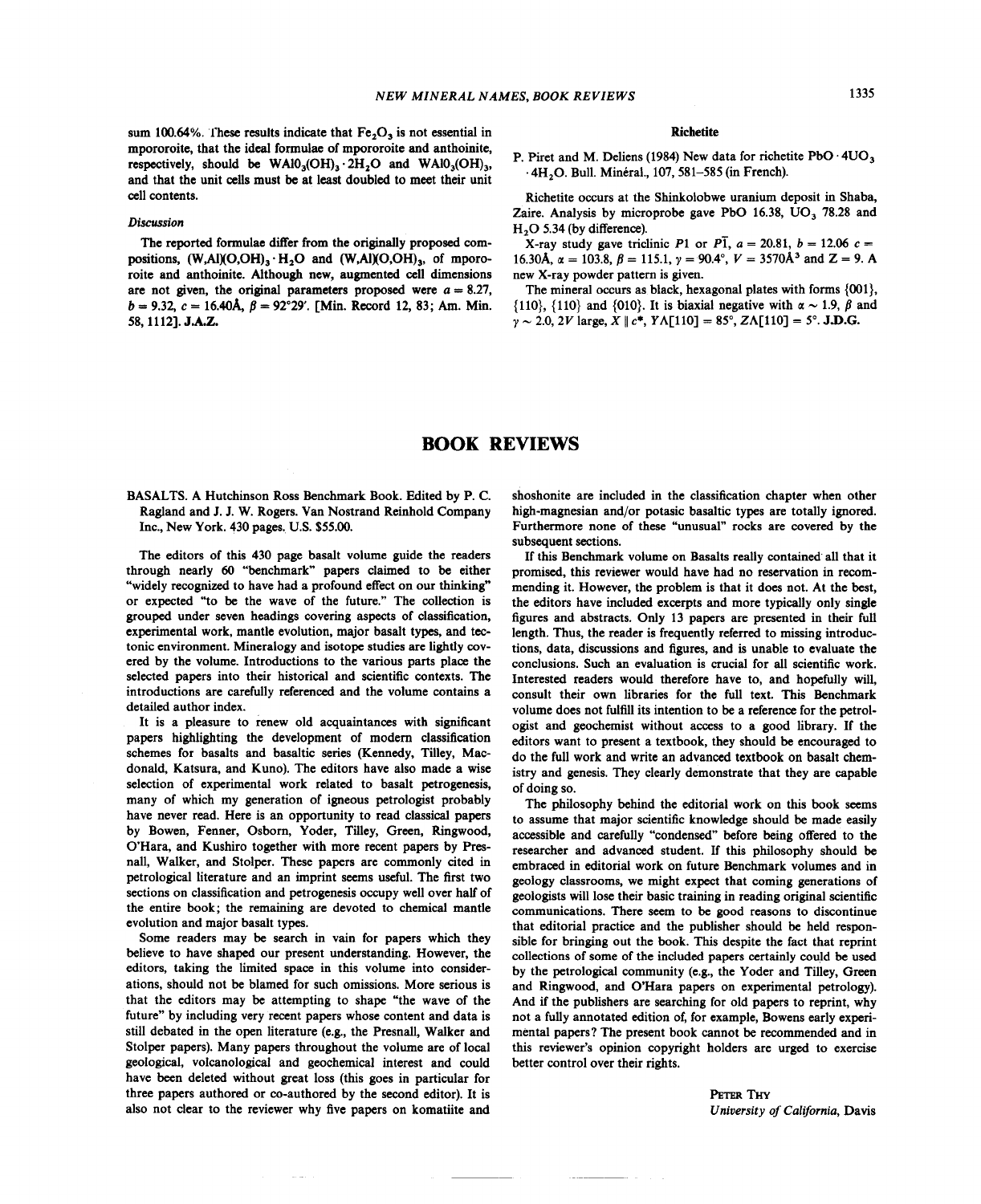sum 100.64%. These results indicate that $Fe_2O_3$ is not essential in mpororoite, that the ideal formulae of mpororoite and anthoinite, respectively, should be $WAlO_3(OH)_3 \cdot 2H_2O$ and $WAlO_3(OH)_3$, and that the unit cells must be at least doubled to meet their unit cell contents.

*Discussion*

The reported formulae differ from the originally proposed compositions, $(W,Al)(O,OH)_3 \cdot H_2O$ and $(W,Al)(O,OH)_3$, of mpororoite and anthoinite. Although new, augmented cell dimensions are not given, the original parameters proposed were $a = 8.27$, $b = 9.32$, $c = 16.40$Å, $\beta = 92°29'$. [Min. Record 12, 83; Am. Min. 58, 1112]. **J.A.Z.**

### Richetite

P. Piret and M. Deliens (1984) New data for richetite $PbO \cdot 4UO_3 \cdot 4H_2O$. Bull. Minéral., 107, 581–585 (in French).

Richetite occurs at the Shinkolobwe uranium deposit in Shaba, Zaire. Analysis by microprobe gave PbO 16.38, $UO_3$ 78.28 and $H_2O$ 5.34 (by difference).

X-ray study gave triclinic $P1$ or $P\bar{1}$, $a = 20.81$, $b = 12.06$ $c = 16.30$Å, $\alpha = 103.8$, $\beta = 115.1$, $\gamma = 90.4°$, $V = 3570$Å$^3$ and $Z = 9$. A new X-ray powder pattern is given.

The mineral occurs as black, hexagonal plates with forms {001}, {110}, {110} and {010}. It is biaxial negative with $\alpha \sim 1.9$, $\beta$ and $\gamma \sim 2.0$, $2V$ large, $X \parallel c^*$, $Y\Lambda[110] = 85°$, $Z\Lambda[110] = 5°$. **J.D.G.**

# BOOK REVIEWS

BASALTS. A Hutchinson Ross Benchmark Book. Edited by P. C. Ragland and J. J. W. Rogers. Van Nostrand Reinhold Company Inc., New York. 430 pages. U.S. $55.00.

The editors of this 430 page basalt volume guide the readers through nearly 60 "benchmark" papers claimed to be either "widely recognized to have had a profound effect on our thinking" or expected "to be the wave of the future." The collection is grouped under seven headings covering aspects of classification, experimental work, mantle evolution, major basalt types, and tectonic environment. Mineralogy and isotope studies are lightly covered by the volume. Introductions to the various parts place the selected papers into their historical and scientific contexts. The introductions are carefully referenced and the volume contains a detailed author index.

It is a pleasure to renew old acquaintances with significant papers highlighting the development of modern classification schemes for basalts and basaltic series (Kennedy, Tilley, Macdonald, Katsura, and Kuno). The editors have also made a wise selection of experimental work related to basalt petrogenesis, many of which my generation of igneous petrologist probably have never read. Here is an opportunity to read classical papers by Bowen, Fenner, Osborn, Yoder, Tilley, Green, Ringwood, O'Hara, and Kushiro together with more recent papers by Presnall, Walker, and Stolper. These papers are commonly cited in petrological literature and an imprint seems useful. The first two sections on classification and petrogenesis occupy well over half of the entire book; the remaining are devoted to chemical mantle evolution and major basalt types.

Some readers may be search in vain for papers which they believe to have shaped our present understanding. However, the editors, taking the limited space in this volume into considerations, should not be blamed for such omissions. More serious is that the editors may be attempting to shape "the wave of the future" by including very recent papers whose content and data is still debated in the open literature (e.g., the Presnall, Walker and Stolper papers). Many papers throughout the volume are of local geological, volcanological and geochemical interest and could have been deleted without great loss (this goes in particular for three papers authored or co-authored by the second editor). It is also not clear to the reviewer why five papers on komatiite and shoshonite are included in the classification chapter when other high-magnesian and/or potasic basaltic types are totally ignored. Furthermore none of these "unusual" rocks are covered by the subsequent sections.

If this Benchmark volume on Basalts really contained all that it promised, this reviewer would have had no reservation in recommending it. However, the problem is that it does not. At the best, the editors have included excerpts and more typically only single figures and abstracts. Only 13 papers are presented in their full length. Thus, the reader is frequently referred to missing introductions, data, discussions and figures, and is unable to evaluate the conclusions. Such an evaluation is crucial for all scientific work. Interested readers would therefore have to, and hopefully will, consult their own libraries for the full text. This Benchmark volume does not fulfill its intention to be a reference for the petrologist and geochemist without access to a good library. If the editors want to present a textbook, they should be encouraged to do the full work and write an advanced textbook on basalt chemistry and genesis. They clearly demonstrate that they are capable of doing so.

The philosophy behind the editorial work on this book seems to assume that major scientific knowledge should be made easily accessible and carefully "condensed" before being offered to the researcher and advanced student. If this philosophy should be embraced in editorial work on future Benchmark volumes and in geology classrooms, we might expect that coming generations of geologists will lose their basic training in reading original scientific communications. There seem to be good reasons to discontinue that editorial practice and the publisher should be held responsible for bringing out the book. This despite the fact that reprint collections of some of the included papers certainly could be used by the petrological community (e.g., the Yoder and Tilley, Green and Ringwood, and O'Hara papers on experimental petrology). And if the publishers are searching for old papers to reprint, why not a fully annotated edition of, for example, Bowens early experimental papers? The present book cannot be recommended and in this reviewer's opinion copyright holders are urged to exercise better control over their rights.

PETER THY
*University of California*, Davis